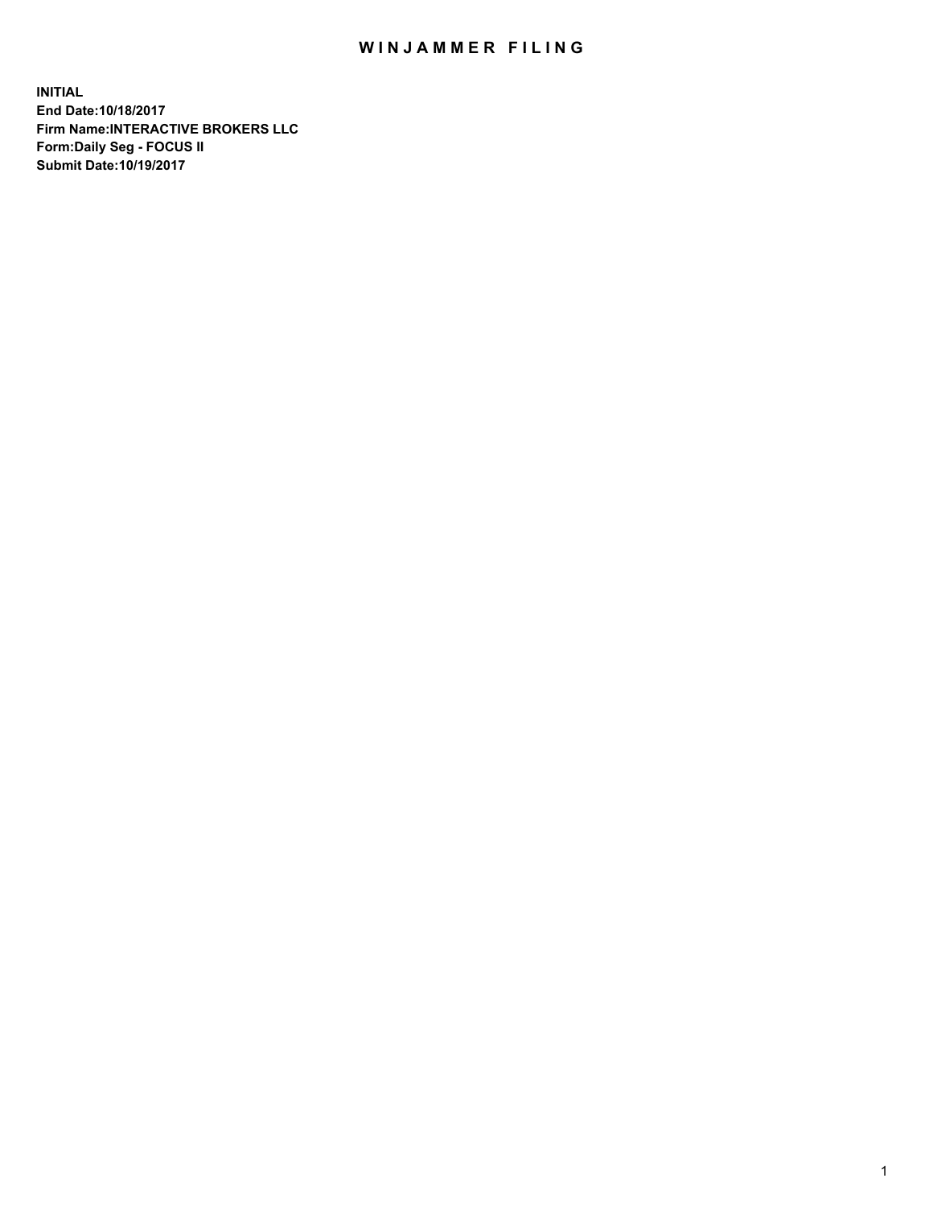# WINJAMMER FILING

**INITIAL**
**End Date:10/18/2017**
**Firm Name:INTERACTIVE BROKERS LLC**
**Form:Daily Seg - FOCUS II**
**Submit Date:10/19/2017**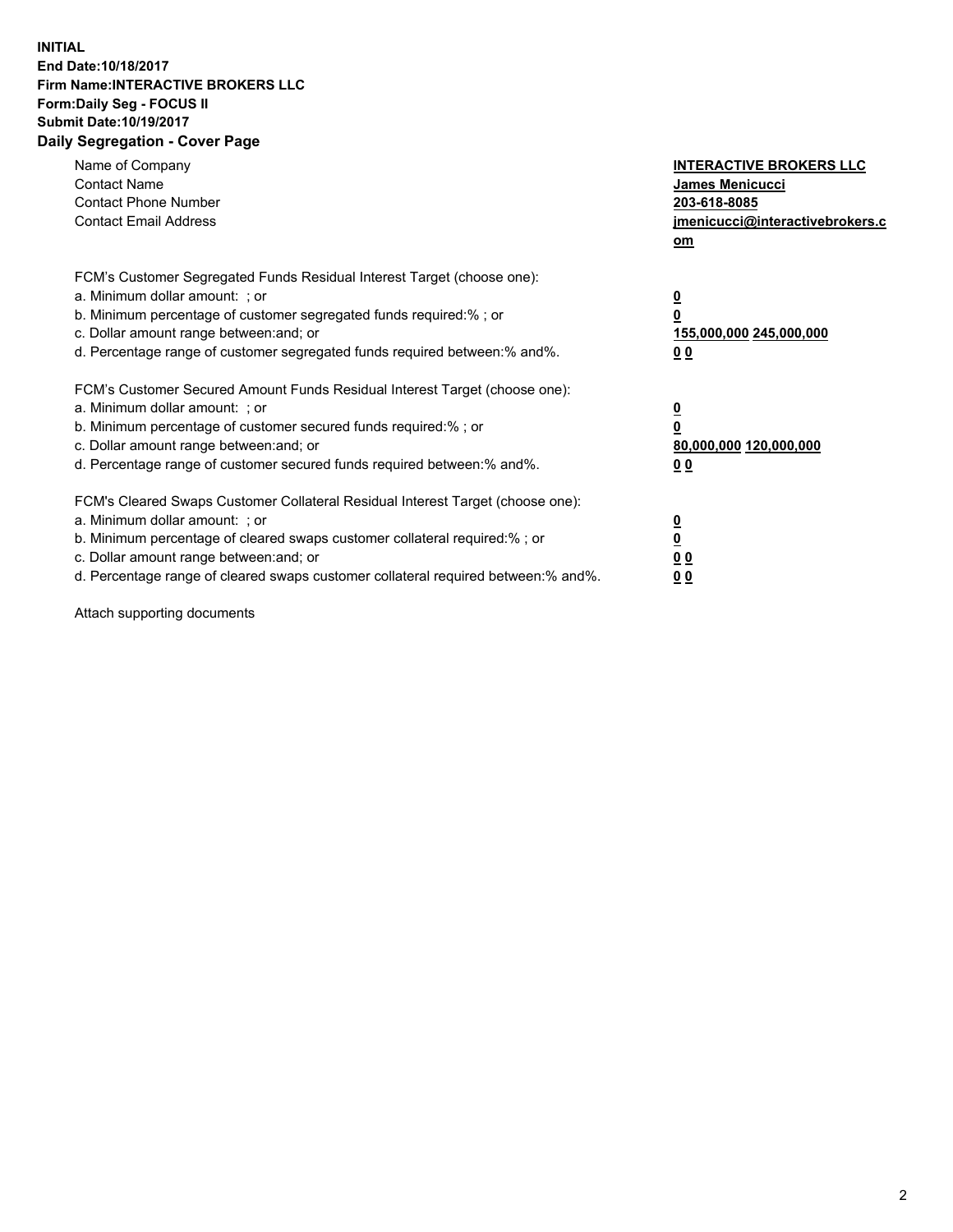**INITIAL**
**End Date:10/18/2017**
**Firm Name:INTERACTIVE BROKERS LLC**
**Form:Daily Seg - FOCUS II**
**Submit Date:10/19/2017**

## Daily Segregation - Cover Page

| | |
|---|---|
| Name of Company | **INTERACTIVE BROKERS LLC** |
| Contact Name | **James Menicucci** |
| Contact Phone Number | **203-618-8085** |
| Contact Email Address | **jmenicucci@interactivebrokers.com** |

FCM's Customer Segregated Funds Residual Interest Target (choose one):

| | |
|---|---|
| a. Minimum dollar amount: ; or | **0** |
| b. Minimum percentage of customer segregated funds required:% ; or | **0** |
| c. Dollar amount range between:and; or | **155,000,000 245,000,000** |
| d. Percentage range of customer segregated funds required between:% and%. | **0 0** |

FCM's Customer Secured Amount Funds Residual Interest Target (choose one):

| | |
|---|---|
| a. Minimum dollar amount: ; or | **0** |
| b. Minimum percentage of customer secured funds required:% ; or | **0** |
| c. Dollar amount range between:and; or | **80,000,000 120,000,000** |
| d. Percentage range of customer secured funds required between:% and%. | **0 0** |

FCM's Cleared Swaps Customer Collateral Residual Interest Target (choose one):

| | |
|---|---|
| a. Minimum dollar amount: ; or | **0** |
| b. Minimum percentage of cleared swaps customer collateral required:% ; or | **0** |
| c. Dollar amount range between:and; or | **0 0** |
| d. Percentage range of cleared swaps customer collateral required between:% and%. | **0 0** |

Attach supporting documents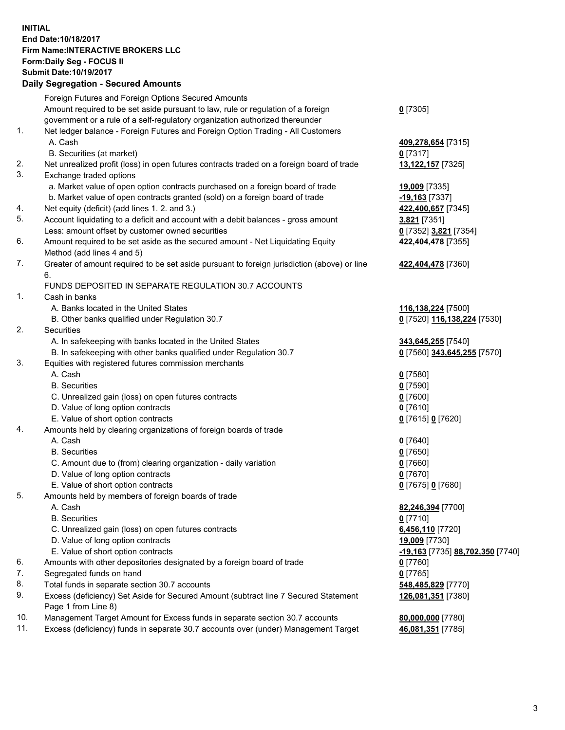**INITIAL**
**End Date:10/18/2017**
**Firm Name:INTERACTIVE BROKERS LLC**
**Form:Daily Seg - FOCUS II**
**Submit Date:10/19/2017**
**Daily Segregation - Secured Amounts**

| | | |
|---|---|---|
| | Foreign Futures and Foreign Options Secured Amounts | |
| | Amount required to be set aside pursuant to law, rule or regulation of a foreign government or a rule of a self-regulatory organization authorized thereunder | **0** [7305] |
| 1. | Net ledger balance - Foreign Futures and Foreign Option Trading - All Customers | |
| | A. Cash | **409,278,654** [7315] |
| | B. Securities (at market) | **0** [7317] |
| 2. | Net unrealized profit (loss) in open futures contracts traded on a foreign board of trade | **13,122,157** [7325] |
| 3. | Exchange traded options | |
| | a. Market value of open option contracts purchased on a foreign board of trade | **19,009** [7335] |
| | b. Market value of open contracts granted (sold) on a foreign board of trade | **-19,163** [7337] |
| 4. | Net equity (deficit) (add lines 1. 2. and 3.) | **422,400,657** [7345] |
| 5. | Account liquidating to a deficit and account with a debit balances - gross amount | **3,821** [7351] |
| | Less: amount offset by customer owned securities | **0** [7352] **3,821** [7354] |
| 6. | Amount required to be set aside as the secured amount - Net Liquidating Equity Method (add lines 4 and 5) | **422,404,478** [7355] |
| 7. | Greater of amount required to be set aside pursuant to foreign jurisdiction (above) or line 6. | **422,404,478** [7360] |
| | FUNDS DEPOSITED IN SEPARATE REGULATION 30.7 ACCOUNTS | |
| 1. | Cash in banks | |
| | A. Banks located in the United States | **116,138,224** [7500] |
| | B. Other banks qualified under Regulation 30.7 | **0** [7520] **116,138,224** [7530] |
| 2. | Securities | |
| | A. In safekeeping with banks located in the United States | **343,645,255** [7540] |
| | B. In safekeeping with other banks qualified under Regulation 30.7 | **0** [7560] **343,645,255** [7570] |
| 3. | Equities with registered futures commission merchants | |
| | A. Cash | **0** [7580] |
| | B. Securities | **0** [7590] |
| | C. Unrealized gain (loss) on open futures contracts | **0** [7600] |
| | D. Value of long option contracts | **0** [7610] |
| | E. Value of short option contracts | **0** [7615] **0** [7620] |
| 4. | Amounts held by clearing organizations of foreign boards of trade | |
| | A. Cash | **0** [7640] |
| | B. Securities | **0** [7650] |
| | C. Amount due to (from) clearing organization - daily variation | **0** [7660] |
| | D. Value of long option contracts | **0** [7670] |
| | E. Value of short option contracts | **0** [7675] **0** [7680] |
| 5. | Amounts held by members of foreign boards of trade | |
| | A. Cash | **82,246,394** [7700] |
| | B. Securities | **0** [7710] |
| | C. Unrealized gain (loss) on open futures contracts | **6,456,110** [7720] |
| | D. Value of long option contracts | **19,009** [7730] |
| | E. Value of short option contracts | **-19,163** [7735] **88,702,350** [7740] |
| 6. | Amounts with other depositories designated by a foreign board of trade | **0** [7760] |
| 7. | Segregated funds on hand | **0** [7765] |
| 8. | Total funds in separate section 30.7 accounts | **548,485,829** [7770] |
| 9. | Excess (deficiency) Set Aside for Secured Amount (subtract line 7 Secured Statement Page 1 from Line 8) | **126,081,351** [7380] |
| 10. | Management Target Amount for Excess funds in separate section 30.7 accounts | **80,000,000** [7780] |
| 11. | Excess (deficiency) funds in separate 30.7 accounts over (under) Management Target | **46,081,351** [7785] |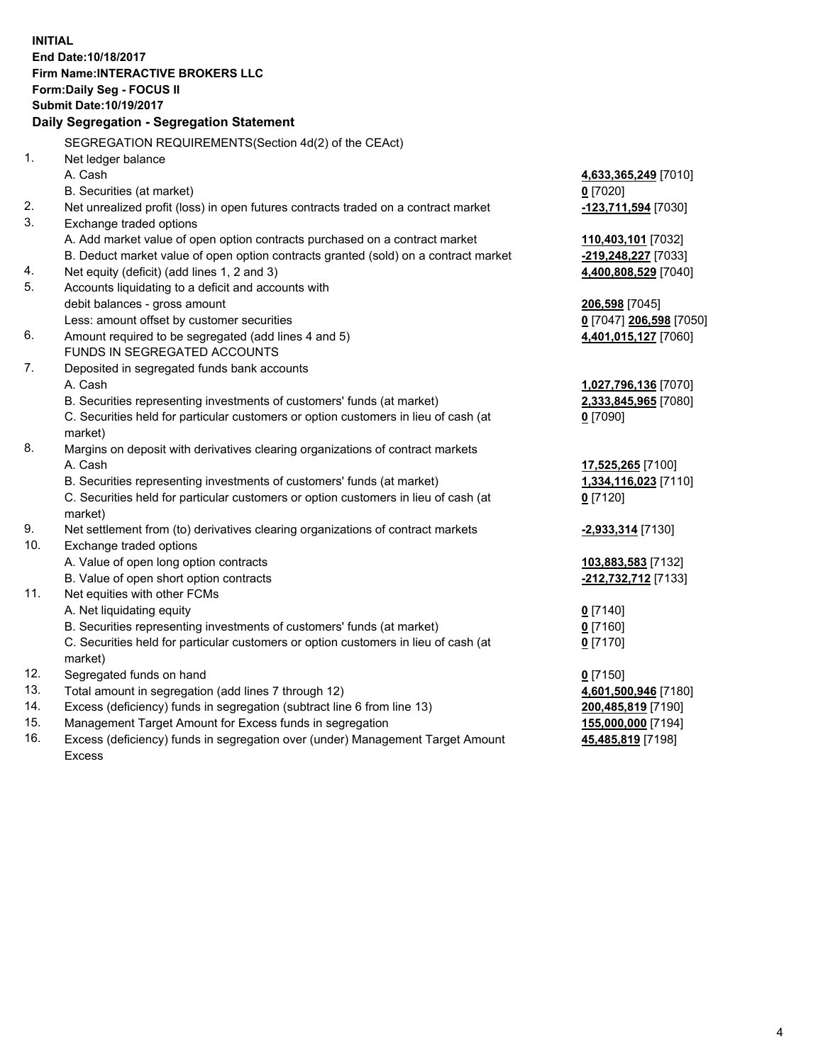**INITIAL**
**End Date:10/18/2017**
**Firm Name:INTERACTIVE BROKERS LLC**
**Form:Daily Seg - FOCUS II**
**Submit Date:10/19/2017**

## Daily Segregation - Segregation Statement

| | | |
|---|---|---|
| | SEGREGATION REQUIREMENTS(Section 4d(2) of the CEAct) | |
| 1. | Net ledger balance | |
| | A. Cash | **4,633,365,249** [7010] |
| | B. Securities (at market) | **0** [7020] |
| 2. | Net unrealized profit (loss) in open futures contracts traded on a contract market | **-123,711,594** [7030] |
| 3. | Exchange traded options | |
| | A. Add market value of open option contracts purchased on a contract market | **110,403,101** [7032] |
| | B. Deduct market value of open option contracts granted (sold) on a contract market | **-219,248,227** [7033] |
| 4. | Net equity (deficit) (add lines 1, 2 and 3) | **4,400,808,529** [7040] |
| 5. | Accounts liquidating to a deficit and accounts with debit balances - gross amount | **206,598** [7045] |
| | Less: amount offset by customer securities | **0** [7047] **206,598** [7050] |
| 6. | Amount required to be segregated (add lines 4 and 5) | **4,401,015,127** [7060] |
| | FUNDS IN SEGREGATED ACCOUNTS | |
| 7. | Deposited in segregated funds bank accounts | |
| | A. Cash | **1,027,796,136** [7070] |
| | B. Securities representing investments of customers' funds (at market) | **2,333,845,965** [7080] |
| | C. Securities held for particular customers or option customers in lieu of cash (at market) | **0** [7090] |
| 8. | Margins on deposit with derivatives clearing organizations of contract markets | |
| | A. Cash | **17,525,265** [7100] |
| | B. Securities representing investments of customers' funds (at market) | **1,334,116,023** [7110] |
| | C. Securities held for particular customers or option customers in lieu of cash (at market) | **0** [7120] |
| 9. | Net settlement from (to) derivatives clearing organizations of contract markets | **-2,933,314** [7130] |
| 10. | Exchange traded options | |
| | A. Value of open long option contracts | **103,883,583** [7132] |
| | B. Value of open short option contracts | **-212,732,712** [7133] |
| 11. | Net equities with other FCMs | |
| | A. Net liquidating equity | **0** [7140] |
| | B. Securities representing investments of customers' funds (at market) | **0** [7160] |
| | C. Securities held for particular customers or option customers in lieu of cash (at market) | **0** [7170] |
| 12. | Segregated funds on hand | **0** [7150] |
| 13. | Total amount in segregation (add lines 7 through 12) | **4,601,500,946** [7180] |
| 14. | Excess (deficiency) funds in segregation (subtract line 6 from line 13) | **200,485,819** [7190] |
| 15. | Management Target Amount for Excess funds in segregation | **155,000,000** [7194] |
| 16. | Excess (deficiency) funds in segregation over (under) Management Target Amount Excess | **45,485,819** [7198] |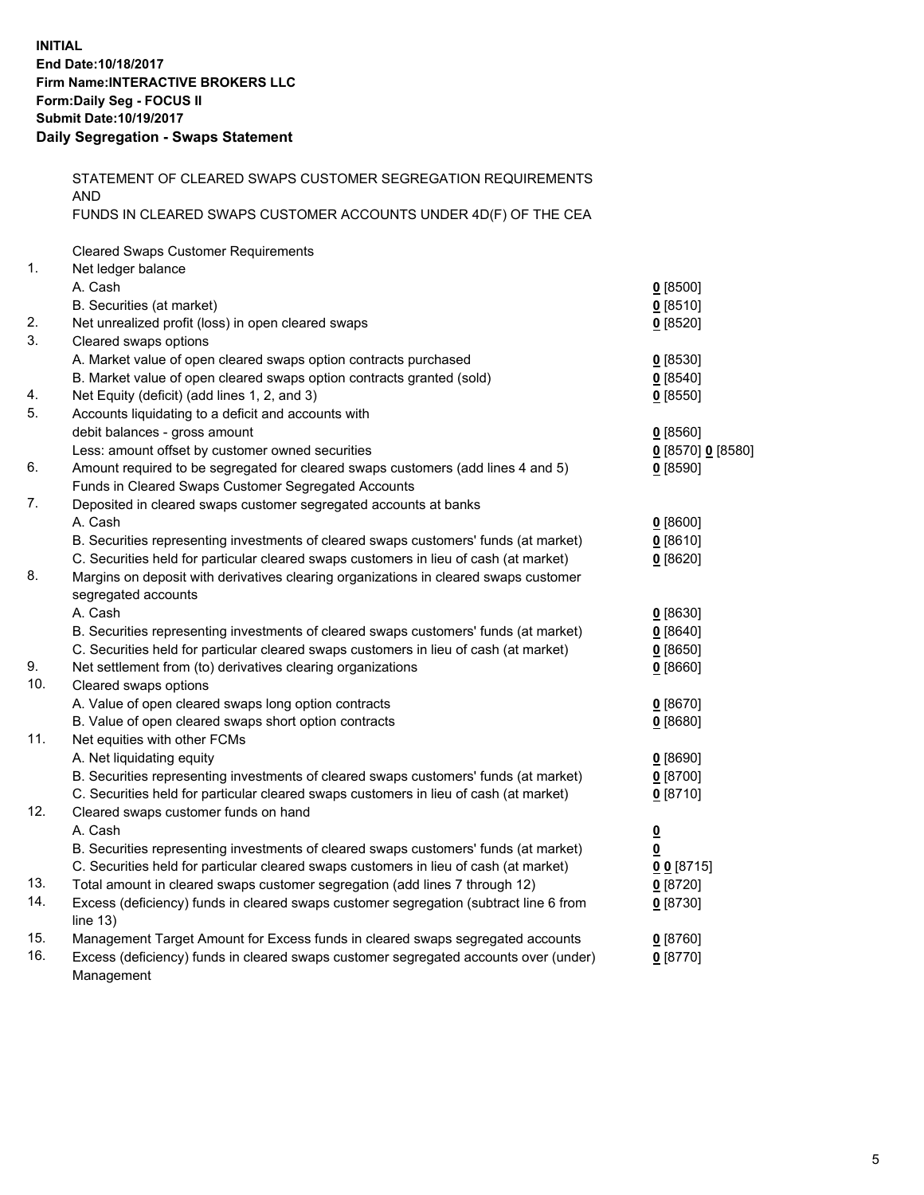**INITIAL**
**End Date:10/18/2017**
**Firm Name:INTERACTIVE BROKERS LLC**
**Form:Daily Seg - FOCUS II**
**Submit Date:10/19/2017**
**Daily Segregation - Swaps Statement**

STATEMENT OF CLEARED SWAPS CUSTOMER SEGREGATION REQUIREMENTS AND FUNDS IN CLEARED SWAPS CUSTOMER ACCOUNTS UNDER 4D(F) OF THE CEA

| | | |
|---|---|---|
| | Cleared Swaps Customer Requirements | |
| 1. | Net ledger balance | |
| | A. Cash | 0 [8500] |
| | B. Securities (at market) | 0 [8510] |
| 2. | Net unrealized profit (loss) in open cleared swaps | 0 [8520] |
| 3. | Cleared swaps options | |
| | A. Market value of open cleared swaps option contracts purchased | 0 [8530] |
| | B. Market value of open cleared swaps option contracts granted (sold) | 0 [8540] |
| 4. | Net Equity (deficit) (add lines 1, 2, and 3) | 0 [8550] |
| 5. | Accounts liquidating to a deficit and accounts with debit balances - gross amount | 0 [8560] |
| | Less: amount offset by customer owned securities | 0 [8570] 0 [8580] |
| 6. | Amount required to be segregated for cleared swaps customers (add lines 4 and 5) | 0 [8590] |
| | Funds in Cleared Swaps Customer Segregated Accounts | |
| 7. | Deposited in cleared swaps customer segregated accounts at banks | |
| | A. Cash | 0 [8600] |
| | B. Securities representing investments of cleared swaps customers' funds (at market) | 0 [8610] |
| | C. Securities held for particular cleared swaps customers in lieu of cash (at market) | 0 [8620] |
| 8. | Margins on deposit with derivatives clearing organizations in cleared swaps customer segregated accounts | |
| | A. Cash | 0 [8630] |
| | B. Securities representing investments of cleared swaps customers' funds (at market) | 0 [8640] |
| | C. Securities held for particular cleared swaps customers in lieu of cash (at market) | 0 [8650] |
| 9. | Net settlement from (to) derivatives clearing organizations | 0 [8660] |
| 10. | Cleared swaps options | |
| | A. Value of open cleared swaps long option contracts | 0 [8670] |
| | B. Value of open cleared swaps short option contracts | 0 [8680] |
| 11. | Net equities with other FCMs | |
| | A. Net liquidating equity | 0 [8690] |
| | B. Securities representing investments of cleared swaps customers' funds (at market) | 0 [8700] |
| | C. Securities held for particular cleared swaps customers in lieu of cash (at market) | 0 [8710] |
| 12. | Cleared swaps customer funds on hand | |
| | A. Cash | 0 |
| | B. Securities representing investments of cleared swaps customers' funds (at market) | 0 |
| | C. Securities held for particular cleared swaps customers in lieu of cash (at market) | 0 0 [8715] |
| 13. | Total amount in cleared swaps customer segregation (add lines 7 through 12) | 0 [8720] |
| 14. | Excess (deficiency) funds in cleared swaps customer segregation (subtract line 6 from line 13) | 0 [8730] |
| 15. | Management Target Amount for Excess funds in cleared swaps segregated accounts | 0 [8760] |
| 16. | Excess (deficiency) funds in cleared swaps customer segregated accounts over (under) Management | 0 [8770] |